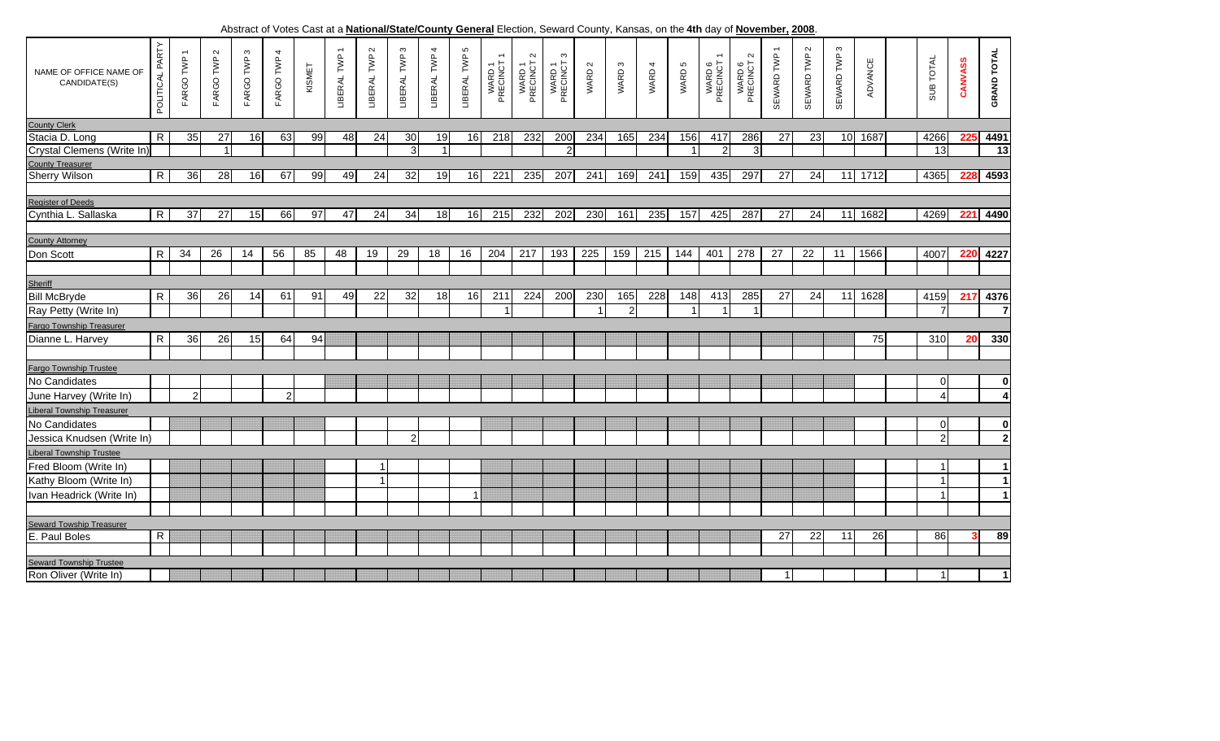Abstract of Votes Cast at a **National/State/County General** Election, Seward County, Kansas, on the **4th** day of **November, 2008**.

| NAME OF OFFICE NAME OF CANDIDATE(S) | POLITICAL PARTY | FARGO TWP 1 | FARGO TWP 2 | FARGO TWP 3 | FARGO TWP 4 | KISMET | LIBERAL TWP 1 | LIBERAL TWP 2 | LIBERAL TWP 3 | LIBERAL TWP 4 | LIBERAL TWP 5 | WARD 1 PRECINCT 1 | WARD 1 PRECINCT 2 | WARD 1 PRECINCT 3 | WARD 2 | WARD 3 | WARD 4 | WARD 5 | WARD 6 PRECINCT 1 | WARD 6 PRECINCT 2 | SEWARD TWP 1 | SEWARD TWP 2 | SEWARD TWP 3 | ADVANCE | | SUB TOTAL | CANVASS | GRAND TOTAL |
|---|---|---|---|---|---|---|---|---|---|---|---|---|---|---|---|---|---|---|---|---|---|---|---|---|---|---|---|---|
| County Clerk | | | | | | | | | | | | | | | | | | | | | | | | | | | | |
| Stacia D. Long | R | 35 | 27 | 16 | 63 | 99 | 48 | 24 | 30 | 19 | 16 | 218 | 232 | 200 | 234 | 165 | 234 | 156 | 417 | 286 | 27 | 23 | 10 | 1687 | | 4266 | 225 | 4491 |
| Crystal Clemens (Write In) | | | 1 | | | | | | 3 | 1 | | | | 2 | | | | 1 | 2 | 3 | | | | | | 13 | | 13 |
| County Treasurer | | | | | | | | | | | | | | | | | | | | | | | | | | | | |
| Sherry Wilson | R | 36 | 28 | 16 | 67 | 99 | 49 | 24 | 32 | 19 | 16 | 221 | 235 | 207 | 241 | 169 | 241 | 159 | 435 | 297 | 27 | 24 | 11 | 1712 | | 4365 | 228 | 4593 |
| Register of Deeds | | | | | | | | | | | | | | | | | | | | | | | | | | | | |
| Cynthia L. Sallaska | R | 37 | 27 | 15 | 66 | 97 | 47 | 24 | 34 | 18 | 16 | 215 | 232 | 202 | 230 | 161 | 235 | 157 | 425 | 287 | 27 | 24 | 11 | 1682 | | 4269 | 221 | 4490 |
| County Attorney | | | | | | | | | | | | | | | | | | | | | | | | | | | | |
| Don Scott | R | 34 | 26 | 14 | 56 | 85 | 48 | 19 | 29 | 18 | 16 | 204 | 217 | 193 | 225 | 159 | 215 | 144 | 401 | 278 | 27 | 22 | 11 | 1566 | | 4007 | 220 | 4227 |
| Sheriff | | | | | | | | | | | | | | | | | | | | | | | | | | | | |
| Bill McBryde | R | 36 | 26 | 14 | 61 | 91 | 49 | 22 | 32 | 18 | 16 | 211 | 224 | 200 | 230 | 165 | 228 | 148 | 413 | 285 | 27 | 24 | 11 | 1628 | | 4159 | 217 | 4376 |
| Ray Petty (Write In) | | | | | | | | | | | | 1 | | | 1 | 2 | | 1 | 1 | 1 | | | | | | 7 | | 7 |
| Fargo Township Treasurer | | | | | | | | | | | | | | | | | | | | | | | | | | | | |
| Dianne L. Harvey | R | 36 | 26 | 15 | 64 | 94 | | | | | | | | | | | | | | | | | | 75 | | 310 | 20 | 330 |
| Fargo Township Trustee | | | | | | | | | | | | | | | | | | | | | | | | | | | | |
| No Candidates | | | | | | | | | | | | | | | | | | | | | | | | | | 0 | | 0 |
| June Harvey (Write In) | | 2 | | | 2 | | | | | | | | | | | | | | | | | | | | | 4 | | 4 |
| Liberal Township Treasurer | | | | | | | | | | | | | | | | | | | | | | | | | | | | |
| No Candidates | | | | | | | | | | | | | | | | | | | | | | | | | | 0 | | 0 |
| Jessica Knudsen (Write In) | | | | | | | | | 2 | | | | | | | | | | | | | | | | | 2 | | 2 |
| Liberal Township Trustee | | | | | | | | | | | | | | | | | | | | | | | | | | | | |
| Fred Bloom (Write In) | | | | | | | | 1 | | | | | | | | | | | | | | | | | | 1 | | 1 |
| Kathy Bloom (Write In) | | | | | | | | 1 | | | | | | | | | | | | | | | | | | 1 | | 1 |
| Ivan Headrick (Write In) | | | | | | | | | | | 1 | | | | | | | | | | | | | | | 1 | | 1 |
| Seward Towship Treasurer | | | | | | | | | | | | | | | | | | | | | | | | | | | | |
| E. Paul Boles | R | | | | | | | | | | | | | | | | | | | | 27 | 22 | 11 | 26 | | 86 | 3 | 89 |
| Seward Township Trustee | | | | | | | | | | | | | | | | | | | | | | | | | | | | |
| Ron Oliver (Write In) | | | | | | | | | | | | | | | | | | | | | 1 | | | | | 1 | | 1 |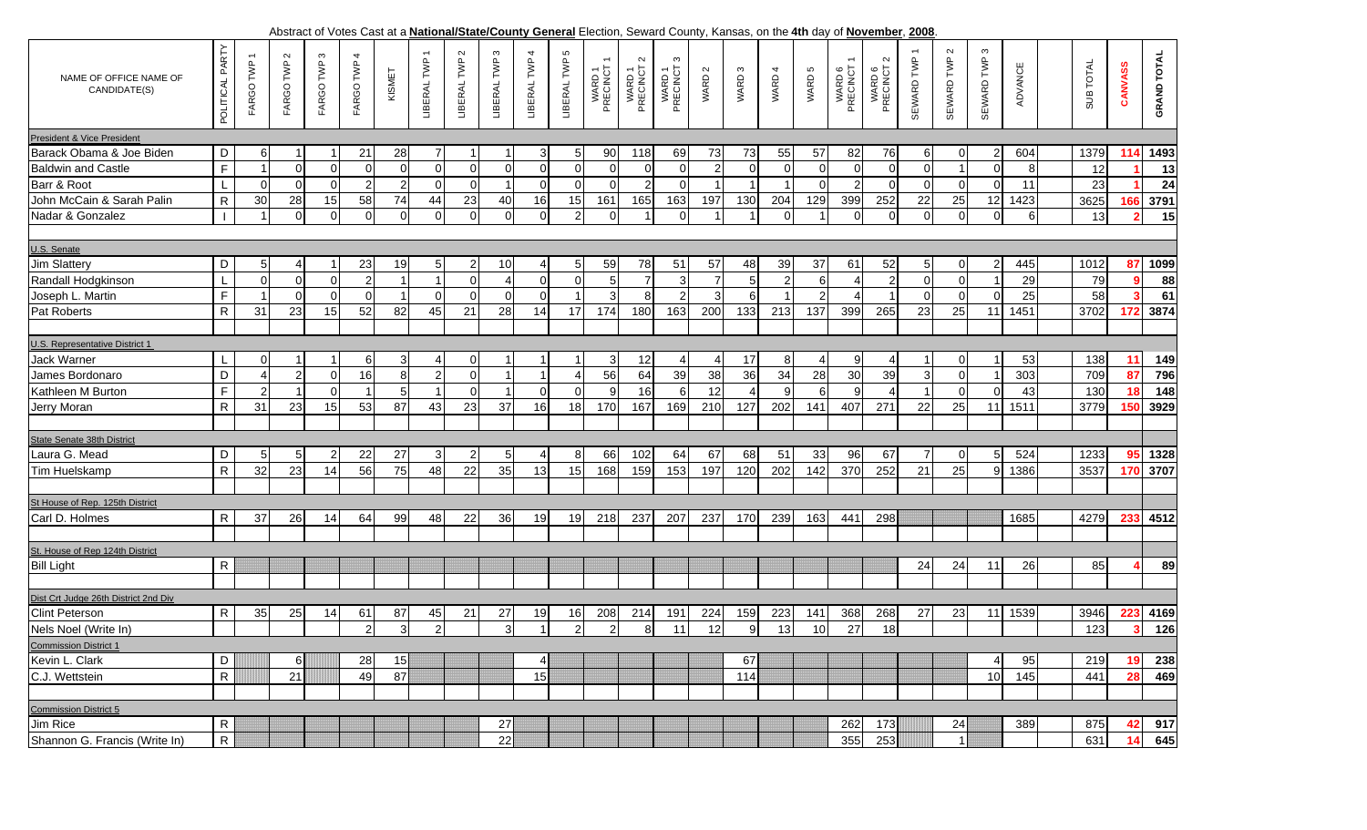Abstract of Votes Cast at a **National/State/County General** Election, Seward County, Kansas, on the **4th** day of **November**, **2008**.

| NAME OF OFFICE NAME OF CANDIDATE(S) | POLITICAL PARTY | FARGO TWP 1 | FARGO TWP 2 | FARGO TWP 3 | FARGO TWP 4 | KISMET | LIBERAL TWP 1 | LIBERAL TWP 2 | LIBERAL TWP 3 | LIBERAL TWP 4 | LIBERAL TWP 5 | WARD 1 PRECINCT 1 | WARD 1 PRECINCT 2 | WARD 1 PRECINCT 3 | WARD 2 | WARD 3 | WARD 4 | WARD 5 | WARD 6 PRECINCT 1 | WARD 6 PRECINCT 2 | SEWARD TWP 1 | SEWARD TWP 2 | SEWARD TWP 3 | ADVANCE | SUB TOTAL | CANVASS | GRAND TOTAL |
|---|---|---|---|---|---|---|---|---|---|---|---|---|---|---|---|---|---|---|---|---|---|---|---|---|---|---|---|
| President & Vice President | | | | | | | | | | | | | | | | | | | | | | | | | | | |
| Barack Obama & Joe Biden | D | 6 | 1 | 1 | 21 | 28 | 7 | 1 | 1 | 3 | 5 | 90 | 118 | 69 | 73 | 73 | 55 | 57 | 82 | 76 | 6 | 0 | 2 | 604 | 1379 | 114 | 1493 |
| Baldwin and Castle | F | 1 | 0 | 0 | 0 | 0 | 0 | 0 | 0 | 0 | 0 | 0 | 0 | 0 | 2 | 0 | 0 | 0 | 0 | 0 | 0 | 1 | 0 | 8 | 12 | 1 | 13 |
| Barr & Root | L | 0 | 0 | 0 | 2 | 2 | 0 | 0 | 1 | 0 | 0 | 0 | 2 | 0 | 1 | 1 | 1 | 0 | 2 | 0 | 0 | 0 | 0 | 11 | 23 | 1 | 24 |
| John McCain & Sarah Palin | R | 30 | 28 | 15 | 58 | 74 | 44 | 23 | 40 | 16 | 15 | 161 | 165 | 163 | 197 | 130 | 204 | 129 | 399 | 252 | 22 | 25 | 12 | 1423 | 3625 | 166 | 3791 |
| Nadar & Gonzalez | I | 1 | 0 | 0 | 0 | 0 | 0 | 0 | 0 | 0 | 2 | 0 | 1 | 0 | 1 | 1 | 0 | 1 | 0 | 0 | 0 | 0 | 0 | 6 | 13 | 2 | 15 |
| U.S. Senate | | | | | | | | | | | | | | | | | | | | | | | | | | | |
| Jim Slattery | D | 5 | 4 | 1 | 23 | 19 | 5 | 2 | 10 | 4 | 5 | 59 | 78 | 51 | 57 | 48 | 39 | 37 | 61 | 52 | 5 | 0 | 2 | 445 | 1012 | 87 | 1099 |
| Randall Hodgkinson | L | 0 | 0 | 0 | 2 | 1 | 1 | 0 | 4 | 0 | 0 | 5 | 7 | 3 | 7 | 5 | 2 | 6 | 4 | 2 | 0 | 0 | 1 | 29 | 79 | 9 | 88 |
| Joseph L. Martin | F | 1 | 0 | 0 | 0 | 1 | 0 | 0 | 0 | 0 | 1 | 3 | 8 | 2 | 3 | 6 | 1 | 2 | 4 | 1 | 0 | 0 | 0 | 25 | 58 | 3 | 61 |
| Pat Roberts | R | 31 | 23 | 15 | 52 | 82 | 45 | 21 | 28 | 14 | 17 | 174 | 180 | 163 | 200 | 133 | 213 | 137 | 399 | 265 | 23 | 25 | 11 | 1451 | 3702 | 172 | 3874 |
| U.S. Representative District 1 | | | | | | | | | | | | | | | | | | | | | | | | | | | |
| Jack Warner | L | 0 | 1 | 1 | 6 | 3 | 4 | 0 | 1 | 1 | 1 | 3 | 12 | 4 | 4 | 17 | 8 | 4 | 9 | 4 | 1 | 0 | 1 | 53 | 138 | 11 | 149 |
| James Bordonaro | D | 4 | 2 | 0 | 16 | 8 | 2 | 0 | 1 | 1 | 4 | 56 | 64 | 39 | 38 | 36 | 34 | 28 | 30 | 39 | 3 | 0 | 1 | 303 | 709 | 87 | 796 |
| Kathleen M Burton | F | 2 | 1 | 0 | 1 | 5 | 1 | 0 | 1 | 0 | 0 | 9 | 16 | 6 | 12 | 4 | 9 | 6 | 9 | 4 | 1 | 0 | 0 | 43 | 130 | 18 | 148 |
| Jerry Moran | R | 31 | 23 | 15 | 53 | 87 | 43 | 23 | 37 | 16 | 18 | 170 | 167 | 169 | 210 | 127 | 202 | 141 | 407 | 271 | 22 | 25 | 11 | 1511 | 3779 | 150 | 3929 |
| State Senate 38th District | | | | | | | | | | | | | | | | | | | | | | | | | | | |
| Laura G. Mead | D | 5 | 5 | 2 | 22 | 27 | 3 | 2 | 5 | 4 | 8 | 66 | 102 | 64 | 67 | 68 | 51 | 33 | 96 | 67 | 7 | 0 | 5 | 524 | 1233 | 95 | 1328 |
| Tim Huelskamp | R | 32 | 23 | 14 | 56 | 75 | 48 | 22 | 35 | 13 | 15 | 168 | 159 | 153 | 197 | 120 | 202 | 142 | 370 | 252 | 21 | 25 | 9 | 1386 | 3537 | 170 | 3707 |
| St House of Rep. 125th District | | | | | | | | | | | | | | | | | | | | | | | | | | | |
| Carl D. Holmes | R | 37 | 26 | 14 | 64 | 99 | 48 | 22 | 36 | 19 | 19 | 218 | 237 | 207 | 237 | 170 | 239 | 163 | 441 | 298 | | | | 1685 | 4279 | 233 | 4512 |
| St. House of Rep 124th District | | | | | | | | | | | | | | | | | | | | | | | | | | | |
| Bill Light | R | | | | | | | | | | | | | | | | | | | | 24 | 24 | 11 | 26 | 85 | 4 | 89 |
| Dist Crt Judge 26th District 2nd Div | | | | | | | | | | | | | | | | | | | | | | | | | | | |
| Clint Peterson | R | 35 | 25 | 14 | 61 | 87 | 45 | 21 | 27 | 19 | 16 | 208 | 214 | 191 | 224 | 159 | 223 | 141 | 368 | 268 | 27 | 23 | 11 | 1539 | 3946 | 223 | 4169 |
| Nels Noel (Write In) | | | | | 2 | 3 | 2 | | 3 | 1 | 2 | 2 | 8 | 11 | 12 | 9 | 13 | 10 | 27 | 18 | | | | | 123 | 3 | 126 |
| Commission District 1 | | | | | | | | | | | | | | | | | | | | | | | | | | | |
| Kevin L. Clark | D | | 6 | | 28 | 15 | | | | 4 | | | | | | 67 | | | | | | | 4 | 95 | 219 | 19 | 238 |
| C.J. Wettstein | R | | 21 | | 49 | 87 | | | | 15 | | | | | | 114 | | | | | | | 10 | 145 | 441 | 28 | 469 |
| Commission District 5 | | | | | | | | | | | | | | | | | | | | | | | | | | | |
| Jim Rice | R | | | | | | | | 27 | | | | | | | | | | 262 | 173 | | 24 | | 389 | 875 | 42 | 917 |
| Shannon G. Francis (Write In) | R | | | | | | | | 22 | | | | | | | | | | 355 | 253 | | 1 | | | 631 | 14 | 645 |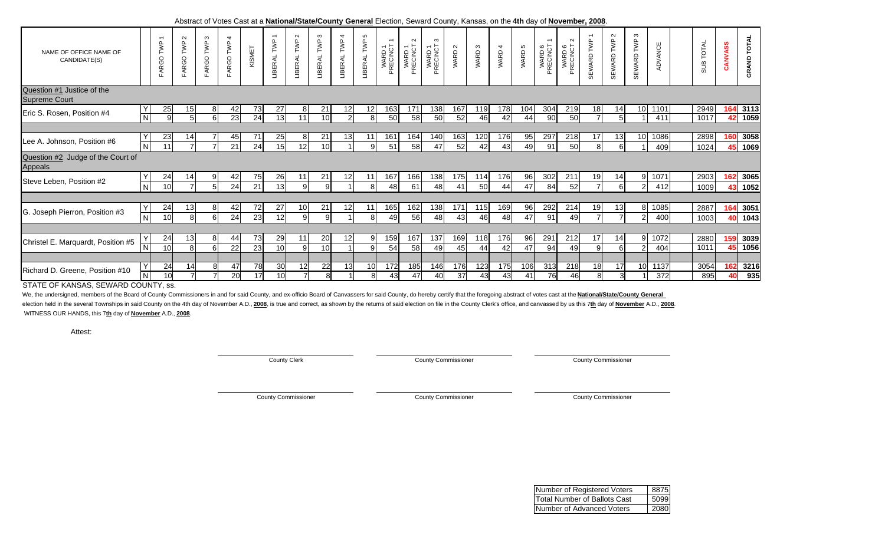Abstract of Votes Cast at a **National/State/County General** Election, Seward County, Kansas, on the **4th** day of **November, 2008**.

| NAME OF OFFICE NAME OF CANDIDATE(S) | | FARGO TWP 1 | FARGO TWP 2 | FARGO TWP 3 | FARGO TWP 4 | KISMET | LIBERAL TWP 1 | LIBERAL TWP 2 | LIBERAL TWP 3 | LIBERAL TWP 4 | LIBERAL TWP 5 | WARD 1 PRECINCT 1 | WARD 1 PRECINCT 2 | WARD 1 PRECINCT 3 | WARD 2 | WARD 3 | WARD 4 | WARD 5 | WARD 6 PRECINCT 1 | WARD 6 PRECINCT 2 | SEWARD TWP 1 | SEWARD TWP 2 | SEWARD TWP 3 | ADVANCE | SUB TOTAL | CANVASS | GRAND TOTAL |
|---|---|---|---|---|---|---|---|---|---|---|---|---|---|---|---|---|---|---|---|---|---|---|---|---|---|---|---|
| Question #1 Justice of the Supreme Court | | | | | | | | | | | | | | | | | | | | | | | | | | | |
| Eric S. Rosen, Position #4 | Y | 25 | 15 | 8 | 42 | 73 | 27 | 8 | 21 | 12 | 12 | 163 | 171 | 138 | 167 | 119 | 178 | 104 | 304 | 219 | 18 | 14 | 10 | 1101 | 2949 | 164 | 3113 |
| | N | 9 | 5 | 6 | 23 | 24 | 13 | 11 | 10 | 2 | 8 | 50 | 58 | 50 | 52 | 46 | 42 | 44 | 90 | 50 | 7 | 5 | 1 | 411 | 1017 | 42 | 1059 |
| Lee A. Johnson, Position #6 | Y | 23 | 14 | 7 | 45 | 71 | 25 | 8 | 21 | 13 | 11 | 161 | 164 | 140 | 163 | 120 | 176 | 95 | 297 | 218 | 17 | 13 | 10 | 1086 | 2898 | 160 | 3058 |
| | N | 11 | 7 | 7 | 21 | 24 | 15 | 12 | 10 | 1 | 9 | 51 | 58 | 47 | 52 | 42 | 43 | 49 | 91 | 50 | 8 | 6 | 1 | 409 | 1024 | 45 | 1069 |
| Question #2 Judge of the Court of Appeals | | | | | | | | | | | | | | | | | | | | | | | | | | | |
| Steve Leben, Position #2 | Y | 24 | 14 | 9 | 42 | 75 | 26 | 11 | 21 | 12 | 11 | 167 | 166 | 138 | 175 | 114 | 176 | 96 | 302 | 211 | 19 | 14 | 9 | 1071 | 2903 | 162 | 3065 |
| | N | 10 | 7 | 5 | 24 | 21 | 13 | 9 | 9 | 1 | 8 | 48 | 61 | 48 | 41 | 50 | 44 | 47 | 84 | 52 | 7 | 6 | 2 | 412 | 1009 | 43 | 1052 |
| G. Joseph Pierron, Position #3 | Y | 24 | 13 | 8 | 42 | 72 | 27 | 10 | 21 | 12 | 11 | 165 | 162 | 138 | 171 | 115 | 169 | 96 | 292 | 214 | 19 | 13 | 8 | 1085 | 2887 | 164 | 3051 |
| | N | 10 | 8 | 6 | 24 | 23 | 12 | 9 | 9 | 1 | 8 | 49 | 56 | 48 | 43 | 46 | 48 | 47 | 91 | 49 | 7 | 7 | 2 | 400 | 1003 | 40 | 1043 |
| Christel E. Marquardt, Position #5 | Y | 24 | 13 | 8 | 44 | 73 | 29 | 11 | 20 | 12 | 9 | 159 | 167 | 137 | 169 | 118 | 176 | 96 | 291 | 212 | 17 | 14 | 9 | 1072 | 2880 | 159 | 3039 |
| | N | 10 | 8 | 6 | 22 | 23 | 10 | 9 | 10 | 1 | 9 | 54 | 58 | 49 | 45 | 44 | 42 | 47 | 94 | 49 | 9 | 6 | 2 | 404 | 1011 | 45 | 1056 |
| Richard D. Greene, Position #10 | Y | 24 | 14 | 8 | 47 | 78 | 30 | 12 | 22 | 13 | 10 | 172 | 185 | 146 | 176 | 123 | 175 | 106 | 313 | 218 | 18 | 17 | 10 | 1137 | 3054 | 162 | 3216 |
| | N | 10 | 7 | 7 | 20 | 17 | 10 | 7 | 8 | 1 | 8 | 43 | 47 | 40 | 37 | 43 | 43 | 41 | 76 | 46 | 8 | 3 | 1 | 372 | 895 | 40 | 935 |

STATE OF KANSAS, SEWARD COUNTY, ss.

We, the undersigned, members of the Board of County Commissioners in and for said County, and ex-officio Board of Canvassers for said County, do hereby certify that the foregoing abstract of votes cast at the **National/State/County General** election held in the several Townships in said County on the 4th day of November A.D., **2008**, is true and correct, as shown by the returns of said election on file in the County Clerk's office, and canvassed by us this 7**th** day of **November** A.D., **2008**.
WITNESS OUR HANDS, this 7**th** day of **November** A.D., **2008**.

Attest:

County Clerk    County Commissioner    County Commissioner

County Commissioner    County Commissioner    County Commissioner

| | |
|---|---|
| Number of Registered Voters | 8875 |
| Total Number of Ballots Cast | 5099 |
| Number of Advanced Voters | 2080 |